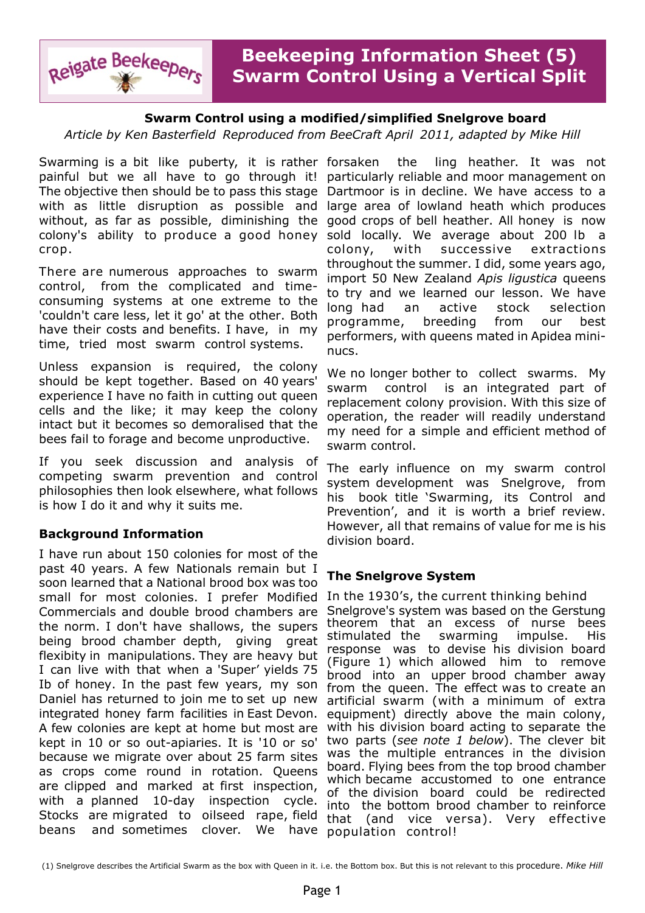# Beekeeping Information Sheet (5)
# Swarm Control Using a Vertical Split

**Swarm Control using a modified/simplified Snelgrove board**

*Article by Ken Basterfield Reproduced from BeeCraft April 2011, adapted by Mike Hill*

Swarming is a bit like puberty, it is rather painful but we all have to go through it! The objective then should be to pass this stage with as little disruption as possible and without, as far as possible, diminishing the colony's ability to produce a good honey crop.

There are numerous approaches to swarm control, from the complicated and time-consuming systems at one extreme to the 'couldn't care less, let it go' at the other. Both have their costs and benefits. I have, in my time, tried most swarm control systems.

Unless expansion is required, the colony should be kept together. Based on 40 years' experience I have no faith in cutting out queen cells and the like; it may keep the colony intact but it becomes so demoralised that the bees fail to forage and become unproductive.

If you seek discussion and analysis of competing swarm prevention and control philosophies then look elsewhere, what follows is how I do it and why it suits me.

## Background Information

I have run about 150 colonies for most of the past 40 years. A few Nationals remain but I soon learned that a National brood box was too small for most colonies. I prefer Modified Commercials and double brood chambers are the norm. I don't have shallows, the supers being brood chamber depth, giving great flexibity in manipulations. They are heavy but I can live with that when a 'Super' yields 75 Ib of honey. In the past few years, my son Daniel has returned to join me to set up new integrated honey farm facilities in East Devon. A few colonies are kept at home but most are kept in 10 or so out-apiaries. It is '10 or so' because we migrate over about 25 farm sites as crops come round in rotation. Queens are clipped and marked at first inspection, with a planned 10-day inspection cycle. Stocks are migrated to oilseed rape, field beans and sometimes clover. We have forsaken the ling heather. It was not particularly reliable and moor management on Dartmoor is in decline. We have access to a large area of lowland heath which produces good crops of bell heather. All honey is now sold locally. We average about 200 lb a colony, with successive extractions throughout the summer. I did, some years ago, import 50 New Zealand *Apis ligustica* queens to try and we learned our lesson. We have long had an active stock selection programme, breeding from our best performers, with queens mated in Apidea mini-nucs.

We no longer bother to collect swarms. My swarm control is an integrated part of replacement colony provision. With this size of operation, the reader will readily understand my need for a simple and efficient method of swarm control.

The early influence on my swarm control system development was Snelgrove, from his book title 'Swarming, its Control and Prevention', and it is worth a brief review. However, all that remains of value for me is his division board.

## The Snelgrove System

In the 1930's, the current thinking behind Snelgrove's system was based on the Gerstung theorem that an excess of nurse bees stimulated the swarming impulse. His response was to devise his division board (Figure 1) which allowed him to remove brood into an upper brood chamber away from the queen. The effect was to create an artificial swarm (with a minimum of extra equipment) directly above the main colony, with his division board acting to separate the two parts (*see note 1 below*). The clever bit was the multiple entrances in the division board. Flying bees from the top brood chamber which became accustomed to one entrance of the division board could be redirected into the bottom brood chamber to reinforce that (and vice versa). Very effective population control!

(1) Snelgrove describes the Artificial Swarm as the box with Queen in it. i.e. the Bottom box. But this is not relevant to this procedure. *Mike Hill*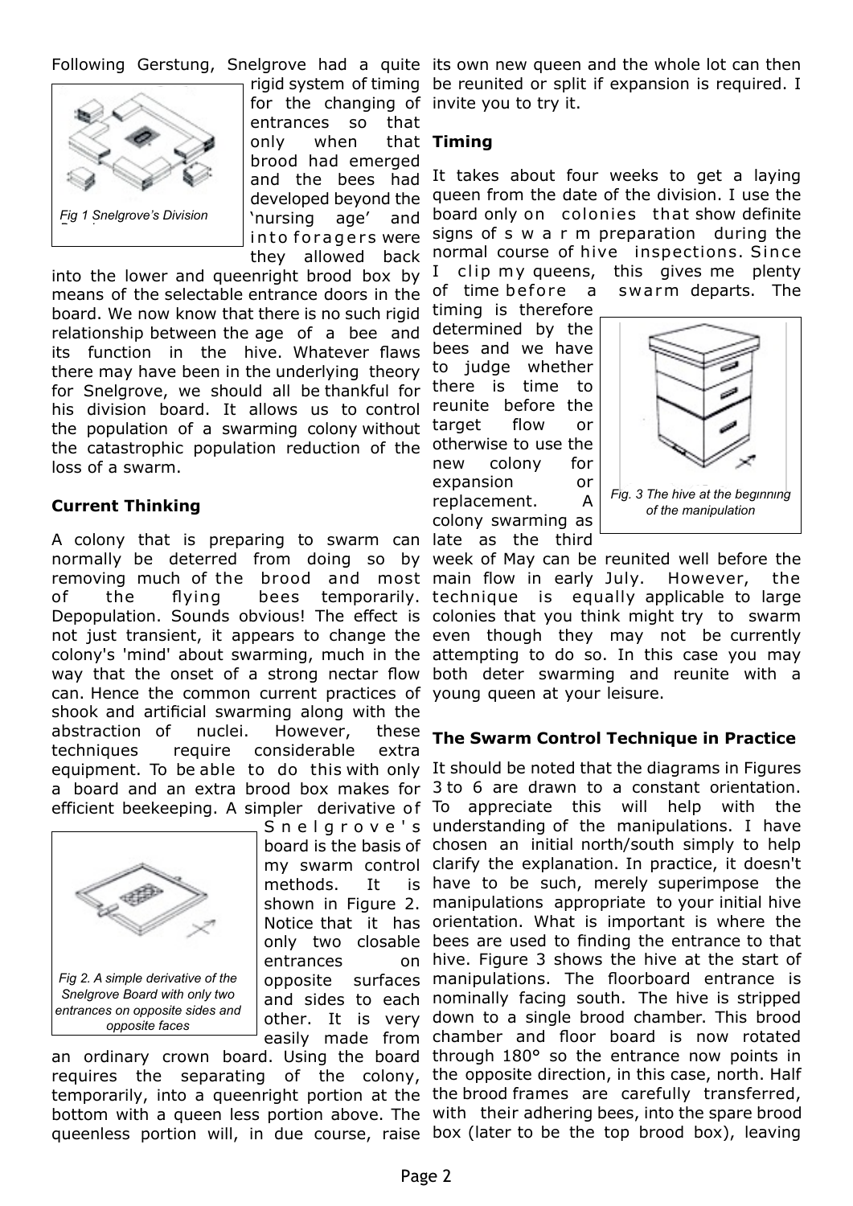Following Gerstung, Snelgrove had a quite rigid system of timing for the changing of entrances so that only when that brood had emerged and the bees had developed beyond the 'nursing age' and into foragers were they allowed back into the lower and queenright brood box by means of the selectable entrance doors in the board. We now know that there is no such rigid relationship between the age of a bee and its function in the hive. Whatever flaws there may have been in the underlying theory for Snelgrove, we should all be thankful for his division board. It allows us to control the population of a swarming colony without the catastrophic population reduction of the loss of a swarm.

*Fig 1 Snelgrove's Division*

## Current Thinking

A colony that is preparing to swarm can normally be deterred from doing so by removing much of the brood and most of the flying bees temporarily. Depopulation. Sounds obvious! The effect is not just transient, it appears to change the colony's 'mind' about swarming, much in the way that the onset of a strong nectar flow can. Hence the common current practices of shook and artificial swarming along with the abstraction of nuclei. However, these techniques require considerable extra equipment. To be able to do this with only a board and an extra brood box makes for efficient beekeeping. A simpler derivative of Snelgrove's board is the basis of my swarm control methods. It is shown in Figure 2. Notice that it has only two closable entrances on opposite surfaces and sides to each other. It is very easily made from an ordinary crown board. Using the board requires the separating of the colony, temporarily, into a queenright portion at the bottom with a queen less portion above. The queenless portion will, in due course, raise its own new queen and the whole lot can then be reunited or split if expansion is required. I invite you to try it.

*Fig 2. A simple derivative of the Snelgrove Board with only two entrances on opposite sides and opposite faces*

## Timing

It takes about four weeks to get a laying queen from the date of the division. I use the board only on colonies that show definite signs of swarm preparation during the normal course of hive inspections. Since I clip my queens, this gives me plenty of time before a swarm departs. The timing is therefore determined by the bees and we have to judge whether there is time to reunite before the target flow or otherwise to use the new colony for expansion or replacement. A colony swarming as late as the third week of May can be reunited well before the main flow in early July. However, the technique is equally applicable to large colonies that you think might try to swarm even though they may not be currently attempting to do so. In this case you may both deter swarming and reunite with a young queen at your leisure.

*Fig. 3 The hive at the beginning of the manipulation*

## The Swarm Control Technique in Practice

It should be noted that the diagrams in Figures 3 to 6 are drawn to a constant orientation. To appreciate this will help with the understanding of the manipulations. I have chosen an initial north/south simply to help clarify the explanation. In practice, it doesn't have to be such, merely superimpose the manipulations appropriate to your initial hive orientation. What is important is where the bees are used to finding the entrance to that hive. Figure 3 shows the hive at the start of manipulations. The floorboard entrance is nominally facing south. The hive is stripped down to a single brood chamber. This brood chamber and floor board is now rotated through 180° so the entrance now points in the opposite direction, in this case, north. Half the brood frames are carefully transferred, with their adhering bees, into the spare brood box (later to be the top brood box), leaving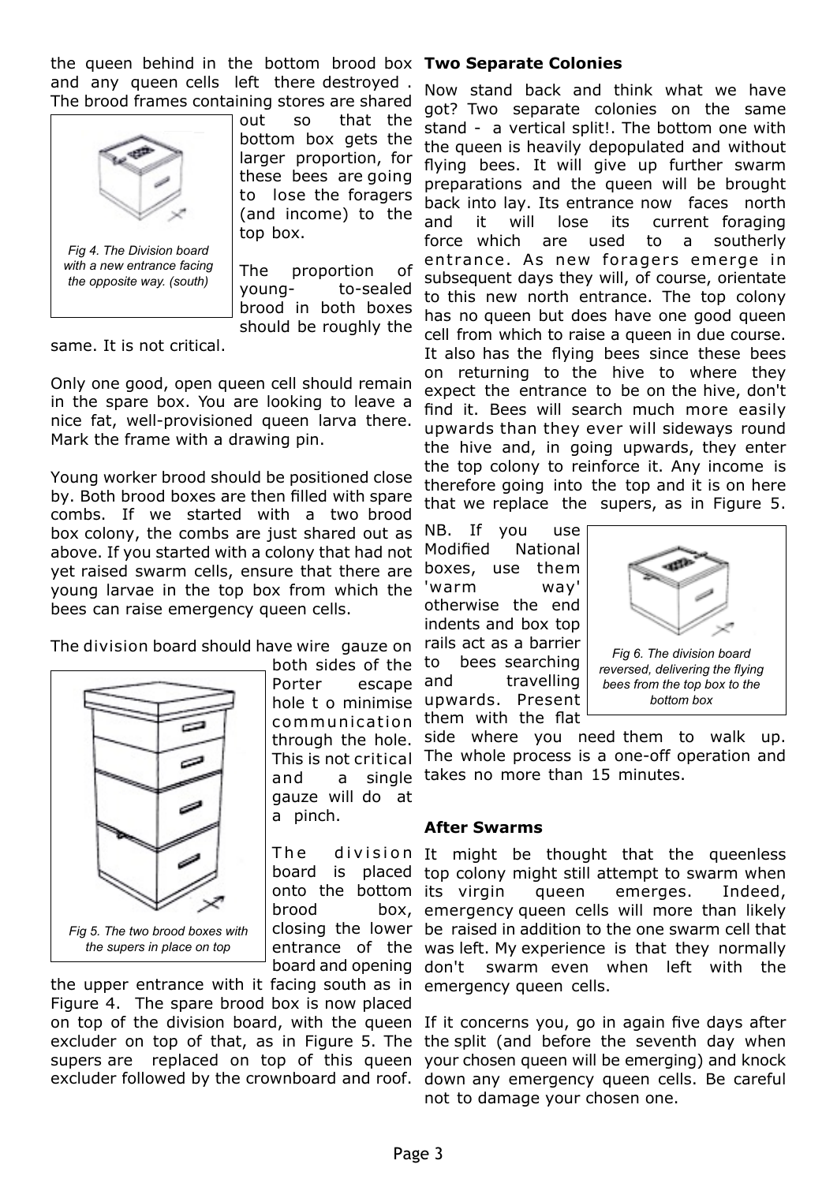the queen behind in the bottom brood box and any queen cells left there destroyed. The brood frames containing stores are shared out so that the bottom box gets the larger proportion, for these bees are going to lose the foragers (and income) to the top box.

*Fig 4. The Division board with a new entrance facing the opposite way. (south)*

The proportion of young-to-sealed brood in both boxes should be roughly the same. It is not critical.

Only one good, open queen cell should remain in the spare box. You are looking to leave a nice fat, well-provisioned queen larva there. Mark the frame with a drawing pin.

Young worker brood should be positioned close by. Both brood boxes are then filled with spare combs. If we started with a two brood box colony, the combs are just shared out as above. If you started with a colony that had not yet raised swarm cells, ensure that there are young larvae in the top box from which the bees can raise emergency queen cells.

The division board should have wire gauze on both sides of the Porter escape hole to minimise communication through the hole. This is not critical and a single gauze will do at a pinch.

*Fig 5. The two brood boxes with the supers in place on top*

The division board is placed onto the bottom brood box, closing the lower entrance of the board and opening the upper entrance with it facing south as in Figure 4. The spare brood box is now placed on top of the division board, with the queen excluder on top of that, as in Figure 5. The supers are replaced on top of this queen excluder followed by the crownboard and roof.

**Two Separate Colonies**

Now stand back and think what we have got? Two separate colonies on the same stand - a vertical split!. The bottom one with the queen is heavily depopulated and without flying bees. It will give up further swarm preparations and the queen will be brought back into lay. Its entrance now faces north and it will lose its current foraging force which are used to a southerly entrance. As new foragers emerge in subsequent days they will, of course, orientate to this new north entrance. The top colony has no queen but does have one good queen cell from which to raise a queen in due course. It also has the flying bees since these bees on returning to the hive to where they expect the entrance to be on the hive, don't find it. Bees will search much more easily upwards than they ever will sideways round the hive and, in going upwards, they enter the top colony to reinforce it. Any income is therefore going into the top and it is on here that we replace the supers, as in Figure 5.

NB. If you use Modified National boxes, use them 'warm way' otherwise the end indents and box top rails act as a barrier to bees searching and travelling upwards. Present them with the flat side where you need them to walk up. The whole process is a one-off operation and takes no more than 15 minutes.

*Fig 6. The division board reversed, delivering the flying bees from the top box to the bottom box*

**After Swarms**

It might be thought that the queenless top colony might still attempt to swarm when its virgin queen emerges. Indeed, emergency queen cells will more than likely be raised in addition to the one swarm cell that was left. My experience is that they normally don't swarm even when left with the emergency queen cells.

If it concerns you, go in again five days after the split (and before the seventh day when your chosen queen will be emerging) and knock down any emergency queen cells. Be careful not to damage your chosen one.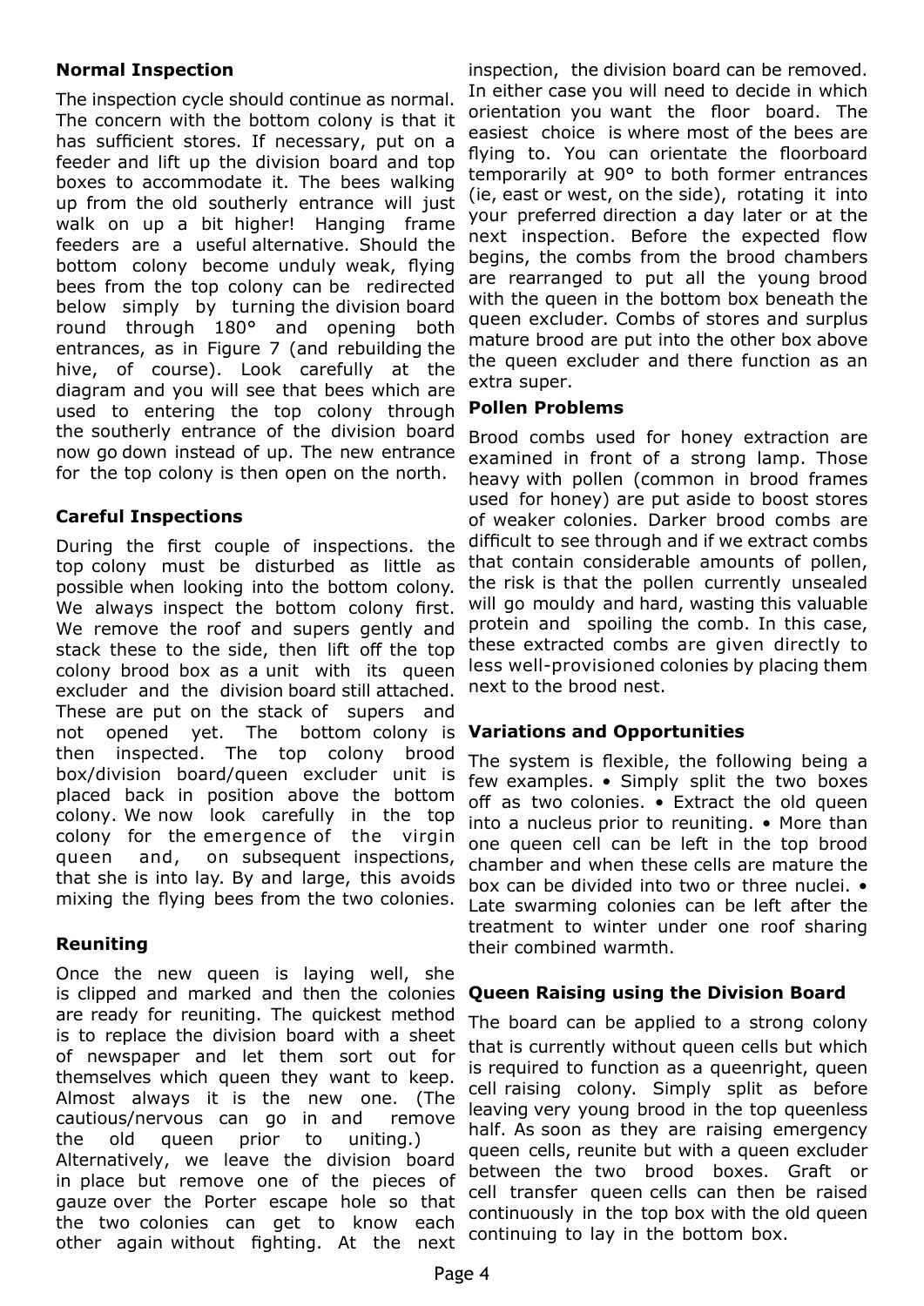## Normal Inspection

The inspection cycle should continue as normal. The concern with the bottom colony is that it has sufficient stores. If necessary, put on a feeder and lift up the division board and top boxes to accommodate it. The bees walking up from the old southerly entrance will just walk on up a bit higher! Hanging frame feeders are a useful alternative. Should the bottom colony become unduly weak, flying bees from the top colony can be redirected below simply by turning the division board round through 180° and opening both entrances, as in Figure 7 (and rebuilding the hive, of course). Look carefully at the diagram and you will see that bees which are used to entering the top colony through the southerly entrance of the division board now go down instead of up. The new entrance for the top colony is then open on the north.

## Careful Inspections

During the first couple of inspections. the top colony must be disturbed as little as possible when looking into the bottom colony. We always inspect the bottom colony first. We remove the roof and supers gently and stack these to the side, then lift off the top colony brood box as a unit with its queen excluder and the division board still attached. These are put on the stack of supers and not opened yet. The bottom colony is then inspected. The top colony brood box/division board/queen excluder unit is placed back in position above the bottom colony. We now look carefully in the top colony for the emergence of the virgin queen and, on subsequent inspections, that she is into lay. By and large, this avoids mixing the flying bees from the two colonies.

## Reuniting

Once the new queen is laying well, she is clipped and marked and then the colonies are ready for reuniting. The quickest method is to replace the division board with a sheet of newspaper and let them sort out for themselves which queen they want to keep. Almost always it is the new one. (The cautious/nervous can go in and remove the old queen prior to uniting.)

Alternatively, we leave the division board in place but remove one of the pieces of gauze over the Porter escape hole so that the two colonies can get to know each other again without fighting. At the next inspection, the division board can be removed. In either case you will need to decide in which orientation you want the floor board. The easiest choice is where most of the bees are flying to. You can orientate the floorboard temporarily at 90° to both former entrances (ie, east or west, on the side), rotating it into your preferred direction a day later or at the next inspection. Before the expected flow begins, the combs from the brood chambers are rearranged to put all the young brood with the queen in the bottom box beneath the queen excluder. Combs of stores and surplus mature brood are put into the other box above the queen excluder and there function as an extra super.

## Pollen Problems

Brood combs used for honey extraction are examined in front of a strong lamp. Those heavy with pollen (common in brood frames used for honey) are put aside to boost stores of weaker colonies. Darker brood combs are difficult to see through and if we extract combs that contain considerable amounts of pollen, the risk is that the pollen currently unsealed will go mouldy and hard, wasting this valuable protein and spoiling the comb. In this case, these extracted combs are given directly to less well-provisioned colonies by placing them next to the brood nest.

## Variations and Opportunities

The system is flexible, the following being a few examples. • Simply split the two boxes off as two colonies. • Extract the old queen into a nucleus prior to reuniting. • More than one queen cell can be left in the top brood chamber and when these cells are mature the box can be divided into two or three nuclei. • Late swarming colonies can be left after the treatment to winter under one roof sharing their combined warmth.

## Queen Raising using the Division Board

The board can be applied to a strong colony that is currently without queen cells but which is required to function as a queenright, queen cell raising colony. Simply split as before leaving very young brood in the top queenless half. As soon as they are raising emergency queen cells, reunite but with a queen excluder between the two brood boxes. Graft or cell transfer queen cells can then be raised continuously in the top box with the old queen continuing to lay in the bottom box.